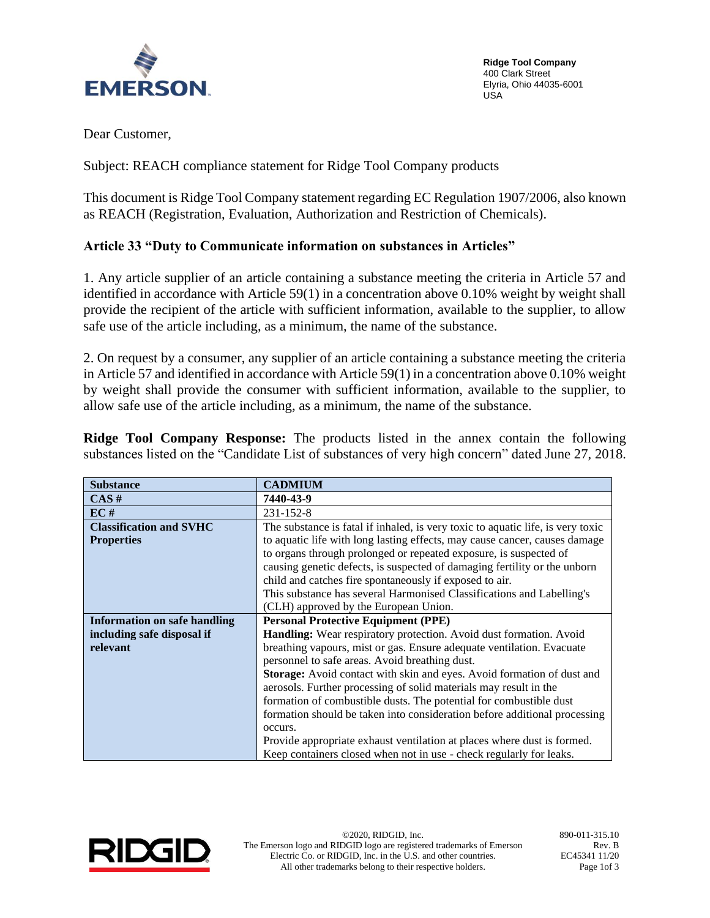**Ridge Tool Company**
400 Clark Street
Elyria, Ohio 44035-6001
USA

Dear Customer,

Subject: REACH compliance statement for Ridge Tool Company products

This document is Ridge Tool Company statement regarding EC Regulation 1907/2006, also known as REACH (Registration, Evaluation, Authorization and Restriction of Chemicals).

### Article 33 "Duty to Communicate information on substances in Articles"

1. Any article supplier of an article containing a substance meeting the criteria in Article 57 and identified in accordance with Article 59(1) in a concentration above 0.10% weight by weight shall provide the recipient of the article with sufficient information, available to the supplier, to allow safe use of the article including, as a minimum, the name of the substance.

2. On request by a consumer, any supplier of an article containing a substance meeting the criteria in Article 57 and identified in accordance with Article 59(1) in a concentration above 0.10% weight by weight shall provide the consumer with sufficient information, available to the supplier, to allow safe use of the article including, as a minimum, the name of the substance.

**Ridge Tool Company Response:** The products listed in the annex contain the following substances listed on the "Candidate List of substances of very high concern" dated June 27, 2018.

| **Substance** | **CADMIUM** |
|---|---|
| **CAS #** | **7440-43-9** |
| **EC #** | 231-152-8 |
| **Classification and SVHC Properties** | The substance is fatal if inhaled, is very toxic to aquatic life, is very toxic to aquatic life with long lasting effects, may cause cancer, causes damage to organs through prolonged or repeated exposure, is suspected of causing genetic defects, is suspected of damaging fertility or the unborn child and catches fire spontaneously if exposed to air.<br>This substance has several Harmonised Classifications and Labelling's (CLH) approved by the European Union. |
| **Information on safe handling including safe disposal if relevant** | **Personal Protective Equipment (PPE)**<br>**Handling:** Wear respiratory protection. Avoid dust formation. Avoid breathing vapours, mist or gas. Ensure adequate ventilation. Evacuate personnel to safe areas. Avoid breathing dust.<br>**Storage:** Avoid contact with skin and eyes. Avoid formation of dust and aerosols. Further processing of solid materials may result in the formation of combustible dusts. The potential for combustible dust formation should be taken into consideration before additional processing occurs.<br>Provide appropriate exhaust ventilation at places where dust is formed. Keep containers closed when not in use - check regularly for leaks. |

©2020, RIDGID, Inc.
The Emerson logo and RIDGID logo are registered trademarks of Emerson Electric Co. or RIDGID, Inc. in the U.S. and other countries.
All other trademarks belong to their respective holders.

890-011-315.10
Rev. B
EC45341 11/20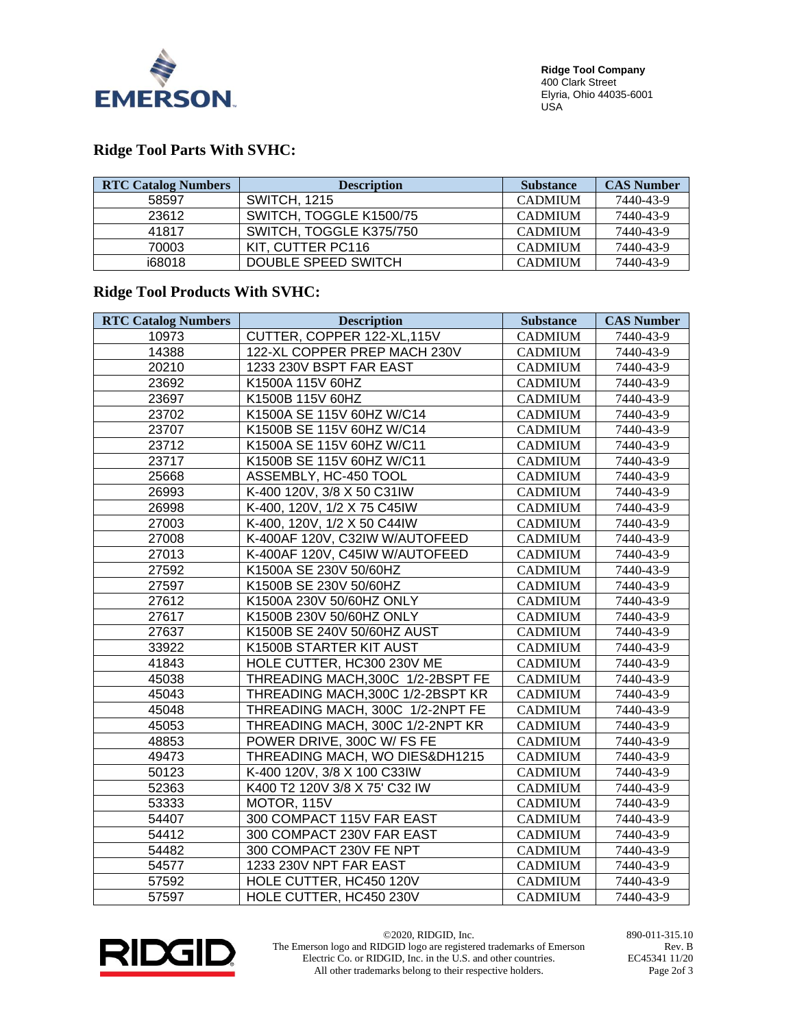Ridge Tool Company
400 Clark Street
Elyria, Ohio 44035-6001
USA

## Ridge Tool Parts With SVHC:

| RTC Catalog Numbers | Description | Substance | CAS Number |
|---|---|---|---|
| 58597 | SWITCH, 1215 | CADMIUM | 7440-43-9 |
| 23612 | SWITCH, TOGGLE K1500/75 | CADMIUM | 7440-43-9 |
| 41817 | SWITCH, TOGGLE K375/750 | CADMIUM | 7440-43-9 |
| 70003 | KIT, CUTTER PC116 | CADMIUM | 7440-43-9 |
| i68018 | DOUBLE SPEED SWITCH | CADMIUM | 7440-43-9 |

## Ridge Tool Products With SVHC:

| RTC Catalog Numbers | Description | Substance | CAS Number |
|---|---|---|---|
| 10973 | CUTTER, COPPER 122-XL,115V | CADMIUM | 7440-43-9 |
| 14388 | 122-XL COPPER PREP MACH 230V | CADMIUM | 7440-43-9 |
| 20210 | 1233 230V BSPT FAR EAST | CADMIUM | 7440-43-9 |
| 23692 | K1500A 115V 60HZ | CADMIUM | 7440-43-9 |
| 23697 | K1500B 115V 60HZ | CADMIUM | 7440-43-9 |
| 23702 | K1500A SE 115V 60HZ W/C14 | CADMIUM | 7440-43-9 |
| 23707 | K1500B SE 115V 60HZ W/C14 | CADMIUM | 7440-43-9 |
| 23712 | K1500A SE 115V 60HZ W/C11 | CADMIUM | 7440-43-9 |
| 23717 | K1500B SE 115V 60HZ W/C11 | CADMIUM | 7440-43-9 |
| 25668 | ASSEMBLY, HC-450 TOOL | CADMIUM | 7440-43-9 |
| 26993 | K-400 120V, 3/8 X 50 C31IW | CADMIUM | 7440-43-9 |
| 26998 | K-400, 120V, 1/2 X 75 C45IW | CADMIUM | 7440-43-9 |
| 27003 | K-400, 120V, 1/2 X 50 C44IW | CADMIUM | 7440-43-9 |
| 27008 | K-400AF 120V, C32IW W/AUTOFEED | CADMIUM | 7440-43-9 |
| 27013 | K-400AF 120V, C45IW W/AUTOFEED | CADMIUM | 7440-43-9 |
| 27592 | K1500A SE 230V 50/60HZ | CADMIUM | 7440-43-9 |
| 27597 | K1500B SE 230V 50/60HZ | CADMIUM | 7440-43-9 |
| 27612 | K1500A 230V 50/60HZ ONLY | CADMIUM | 7440-43-9 |
| 27617 | K1500B 230V 50/60HZ ONLY | CADMIUM | 7440-43-9 |
| 27637 | K1500B SE 240V 50/60HZ AUST | CADMIUM | 7440-43-9 |
| 33922 | K1500B STARTER KIT AUST | CADMIUM | 7440-43-9 |
| 41843 | HOLE CUTTER, HC300 230V ME | CADMIUM | 7440-43-9 |
| 45038 | THREADING MACH,300C 1/2-2BSPT FE | CADMIUM | 7440-43-9 |
| 45043 | THREADING MACH,300C 1/2-2BSPT KR | CADMIUM | 7440-43-9 |
| 45048 | THREADING MACH, 300C 1/2-2NPT FE | CADMIUM | 7440-43-9 |
| 45053 | THREADING MACH, 300C 1/2-2NPT KR | CADMIUM | 7440-43-9 |
| 48853 | POWER DRIVE, 300C W/ FS FE | CADMIUM | 7440-43-9 |
| 49473 | THREADING MACH, WO DIES&DH1215 | CADMIUM | 7440-43-9 |
| 50123 | K-400 120V, 3/8 X 100 C33IW | CADMIUM | 7440-43-9 |
| 52363 | K400 T2 120V 3/8 X 75' C32 IW | CADMIUM | 7440-43-9 |
| 53333 | MOTOR, 115V | CADMIUM | 7440-43-9 |
| 54407 | 300 COMPACT 115V FAR EAST | CADMIUM | 7440-43-9 |
| 54412 | 300 COMPACT 230V FAR EAST | CADMIUM | 7440-43-9 |
| 54482 | 300 COMPACT 230V FE NPT | CADMIUM | 7440-43-9 |
| 54577 | 1233 230V NPT FAR EAST | CADMIUM | 7440-43-9 |
| 57592 | HOLE CUTTER, HC450 120V | CADMIUM | 7440-43-9 |
| 57597 | HOLE CUTTER, HC450 230V | CADMIUM | 7440-43-9 |

©2020, RIDGID, Inc.
The Emerson logo and RIDGID logo are registered trademarks of Emerson Electric Co. or RIDGID, Inc. in the U.S. and other countries.
All other trademarks belong to their respective holders.

890-011-315.10
Rev. B
EC45341 11/20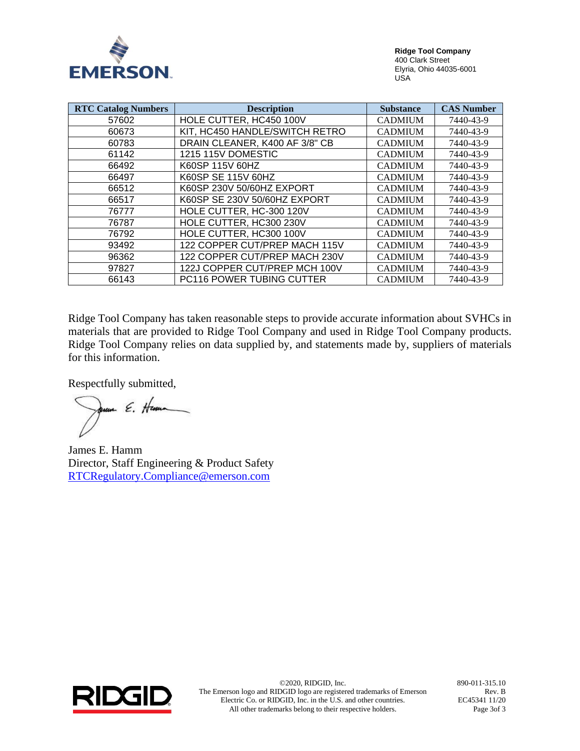Ridge Tool Company
400 Clark Street
Elyria, Ohio 44035-6001
USA

| RTC Catalog Numbers | Description | Substance | CAS Number |
|---|---|---|---|
| 57602 | HOLE CUTTER, HC450 100V | CADMIUM | 7440-43-9 |
| 60673 | KIT, HC450 HANDLE/SWITCH RETRO | CADMIUM | 7440-43-9 |
| 60783 | DRAIN CLEANER, K400 AF 3/8" CB | CADMIUM | 7440-43-9 |
| 61142 | 1215 115V DOMESTIC | CADMIUM | 7440-43-9 |
| 66492 | K60SP 115V 60HZ | CADMIUM | 7440-43-9 |
| 66497 | K60SP SE 115V 60HZ | CADMIUM | 7440-43-9 |
| 66512 | K60SP 230V 50/60HZ EXPORT | CADMIUM | 7440-43-9 |
| 66517 | K60SP SE 230V 50/60HZ EXPORT | CADMIUM | 7440-43-9 |
| 76777 | HOLE CUTTER, HC-300 120V | CADMIUM | 7440-43-9 |
| 76787 | HOLE CUTTER, HC300 230V | CADMIUM | 7440-43-9 |
| 76792 | HOLE CUTTER, HC300 100V | CADMIUM | 7440-43-9 |
| 93492 | 122 COPPER CUT/PREP MACH 115V | CADMIUM | 7440-43-9 |
| 96362 | 122 COPPER CUT/PREP MACH 230V | CADMIUM | 7440-43-9 |
| 97827 | 122J COPPER CUT/PREP MCH 100V | CADMIUM | 7440-43-9 |
| 66143 | PC116 POWER TUBING CUTTER | CADMIUM | 7440-43-9 |

Ridge Tool Company has taken reasonable steps to provide accurate information about SVHCs in materials that are provided to Ridge Tool Company and used in Ridge Tool Company products. Ridge Tool Company relies on data supplied by, and statements made by, suppliers of materials for this information.

Respectfully submitted,

James E. Hamm
Director, Staff Engineering & Product Safety
RTCRegulatory.Compliance@emerson.com

©2020, RIDGID, Inc.
The Emerson logo and RIDGID logo are registered trademarks of Emerson Electric Co. or RIDGID, Inc. in the U.S. and other countries.
All other trademarks belong to their respective holders.

890-011-315.10
Rev. B
EC45341 11/20